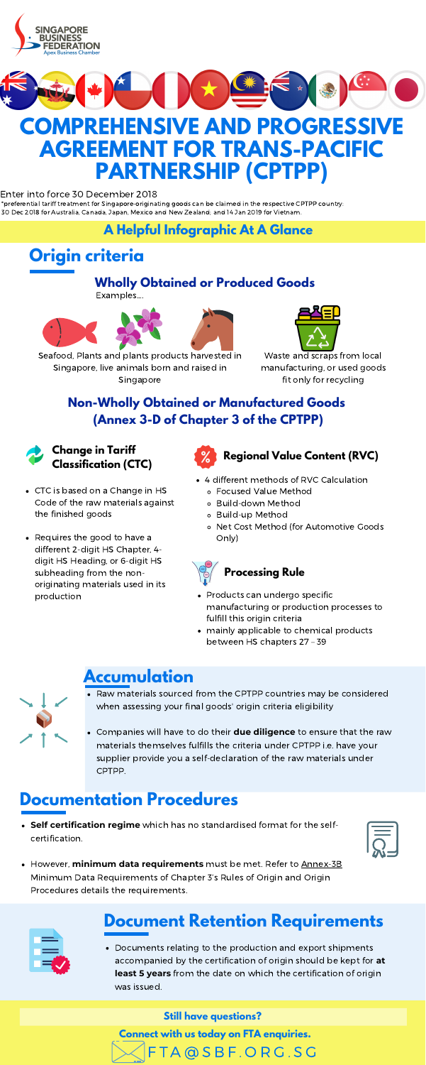SINGAPORE BUSINESS FEDERATION
Apex Business Chamber

# COMPREHENSIVE AND PROGRESSIVE AGREEMENT FOR TRANS-PACIFIC PARTNERSHIP (CPTPP)

Enter into force 30 December 2018

*preferential tariff treatment for Singapore-originating goods can be claimed in the respective CPTPP country: 30 Dec 2018 for Australia, Canada, Japan, Mexico and New Zealand; and 14 Jan 2019 for Vietnam.

**A Helpful Infographic At A Glance**

## Origin criteria

### Wholly Obtained or Produced Goods

Examples....

Seafood, Plants and plants products harvested in Singapore, live animals born and raised in Singapore

Waste and scraps from local manufacturing, or used goods fit only for recycling

### Non-Wholly Obtained or Manufactured Goods (Annex 3-D of Chapter 3 of the CPTPP)

#### Change in Tariff Classification (CTC)

- CTC is based on a Change in HS Code of the raw materials against the finished goods
- Requires the good to have a different 2-digit HS Chapter, 4-digit HS Heading, or 6-digit HS subheading from the non-originating materials used in its production

#### Regional Value Content (RVC)

- 4 different methods of RVC Calculation
  - Focused Value Method
  - Build-down Method
  - Build-up Method
  - Net Cost Method (for Automotive Goods Only)

#### Processing Rule

- Products can undergo specific manufacturing or production processes to fulfill this origin criteria
- mainly applicable to chemical products between HS chapters 27 – 39

## Accumulation

- Raw materials sourced from the CPTPP countries may be considered when assessing your final goods' origin criteria eligibility
- Companies will have to do their **due diligence** to ensure that the raw materials themselves fulfills the criteria under CPTPP i.e. have your supplier provide you a self-declaration of the raw materials under CPTPP.

## Documentation Procedures

- **Self certification regime** which has no standardised format for the self-certification.
- However, **minimum data requirements** must be met. Refer to Annex-3B Minimum Data Requirements of Chapter 3's Rules of Origin and Origin Procedures details the requirements.

## Document Retention Requirements

- Documents relating to the production and export shipments accompanied by the certification of origin should be kept for **at least 5 years** from the date on which the certification of origin was issued.

**Still have questions?**

**Connect with us today on FTA enquiries.**

FTA@SBF.ORG.SG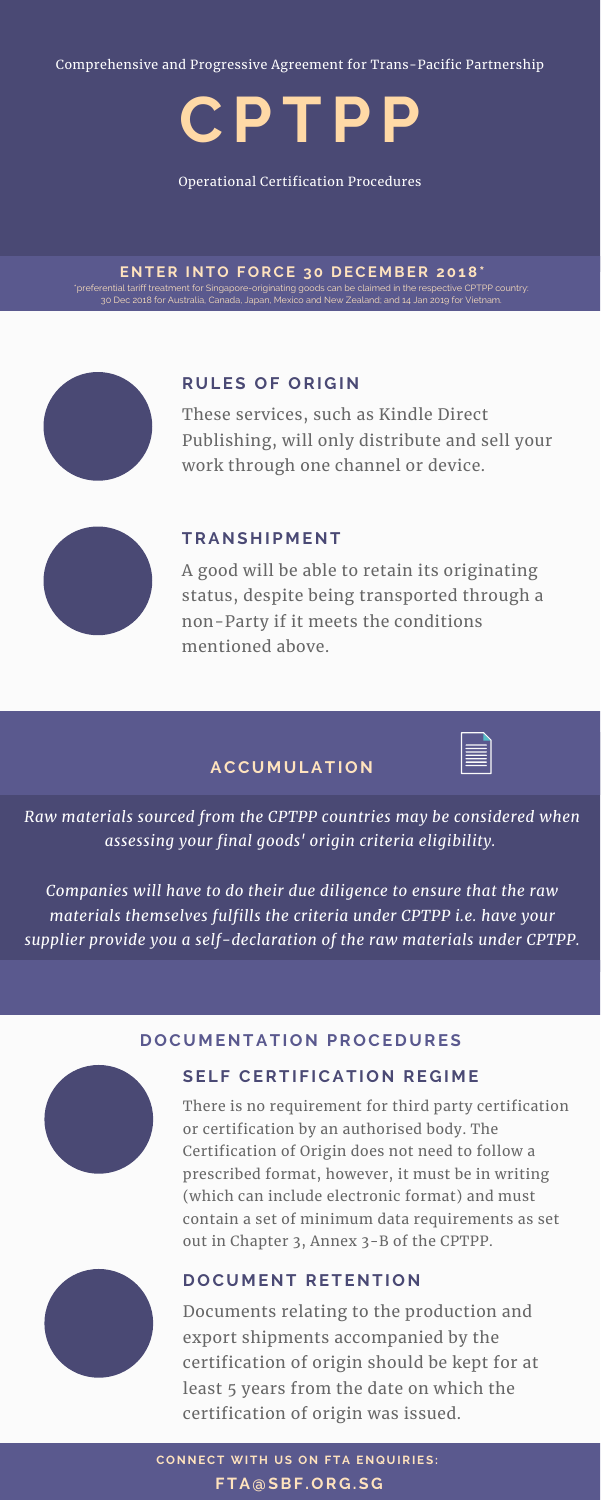Comprehensive and Progressive Agreement for Trans-Pacific Partnership

# CPTPP

Operational Certification Procedures

**ENTER INTO FORCE 30 DECEMBER 2018***

*preferential tariff treatment for Singapore-originating goods can be claimed in the respective CPTPP country: 30 Dec 2018 for Australia, Canada, Japan, Mexico and New Zealand; and 14 Jan 2019 for Vietnam.

## RULES OF ORIGIN

These services, such as Kindle Direct Publishing, will only distribute and sell your work through one channel or device.

## TRANSHIPMENT

A good will be able to retain its originating status, despite being transported through a non-Party if it meets the conditions mentioned above.

## ACCUMULATION

*Raw materials sourced from the CPTPP countries may be considered when assessing your final goods' origin criteria eligibility.*

*Companies will have to do their due diligence to ensure that the raw materials themselves fulfills the criteria under CPTPP i.e. have your supplier provide you a self-declaration of the raw materials under CPTPP.*

## DOCUMENTATION PROCEDURES

### SELF CERTIFICATION REGIME

There is no requirement for third party certification or certification by an authorised body. The Certification of Origin does not need to follow a prescribed format, however, it must be in writing (which can include electronic format) and must contain a set of minimum data requirements as set out in Chapter 3, Annex 3-B of the CPTPP.

### DOCUMENT RETENTION

Documents relating to the production and export shipments accompanied by the certification of origin should be kept for at least 5 years from the date on which the certification of origin was issued.

**CONNECT WITH US ON FTA ENQUIRIES:**
**FTA@SBF.ORG.SG**